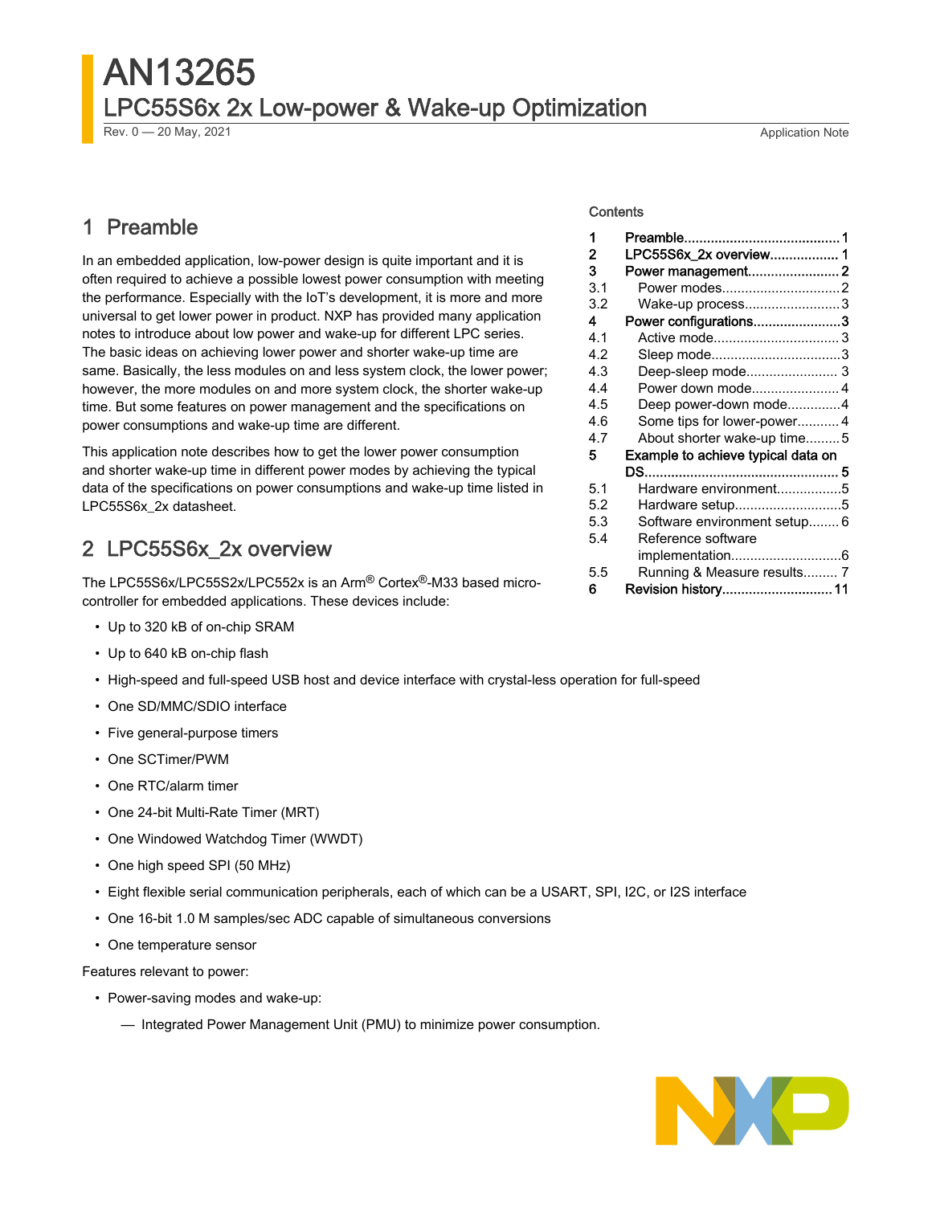# AN13265

## LPC55S6x 2x Low-power & Wake-up Optimization

Rev. 0 — 20 May, 2021 Application Note

Contents

| | | |
|---|---|---|
| 1 | Preamble | 1 |
| 2 | LPC55S6x_2x overview | 1 |
| 3 | Power management | 2 |
| 3.1 | Power modes | 2 |
| 3.2 | Wake-up process | 3 |
| 4 | Power configurations | 3 |
| 4.1 | Active mode | 3 |
| 4.2 | Sleep mode | 3 |
| 4.3 | Deep-sleep mode | 3 |
| 4.4 | Power down mode | 4 |
| 4.5 | Deep power-down mode | 4 |
| 4.6 | Some tips for lower-power | 4 |
| 4.7 | About shorter wake-up time | 5 |
| 5 | Example to achieve typical data on DS | 5 |
| 5.1 | Hardware environment | 5 |
| 5.2 | Hardware setup | 5 |
| 5.3 | Software environment setup | 6 |
| 5.4 | Reference software implementation | 6 |
| 5.5 | Running & Measure results | 7 |
| 6 | Revision history | 11 |

## 1 Preamble

In an embedded application, low-power design is quite important and it is often required to achieve a possible lowest power consumption with meeting the performance. Especially with the IoT's development, it is more and more universal to get lower power in product. NXP has provided many application notes to introduce about low power and wake-up for different LPC series. The basic ideas on achieving lower power and shorter wake-up time are same. Basically, the less modules on and less system clock, the lower power; however, the more modules on and more system clock, the shorter wake-up time. But some features on power management and the specifications on power consumptions and wake-up time are different.

This application note describes how to get the lower power consumption and shorter wake-up time in different power modes by achieving the typical data of the specifications on power consumptions and wake-up time listed in LPC55S6x_2x datasheet.

## 2 LPC55S6x_2x overview

The LPC55S6x/LPC55S2x/LPC552x is an Arm® Cortex®-M33 based micro-controller for embedded applications. These devices include:

- Up to 320 kB of on-chip SRAM
- Up to 640 kB on-chip flash
- High-speed and full-speed USB host and device interface with crystal-less operation for full-speed
- One SD/MMC/SDIO interface
- Five general-purpose timers
- One SCTimer/PWM
- One RTC/alarm timer
- One 24-bit Multi-Rate Timer (MRT)
- One Windowed Watchdog Timer (WWDT)
- One high speed SPI (50 MHz)
- Eight flexible serial communication peripherals, each of which can be a USART, SPI, I2C, or I2S interface
- One 16-bit 1.0 M samples/sec ADC capable of simultaneous conversions
- One temperature sensor

Features relevant to power:

- Power-saving modes and wake-up:
  - Integrated Power Management Unit (PMU) to minimize power consumption.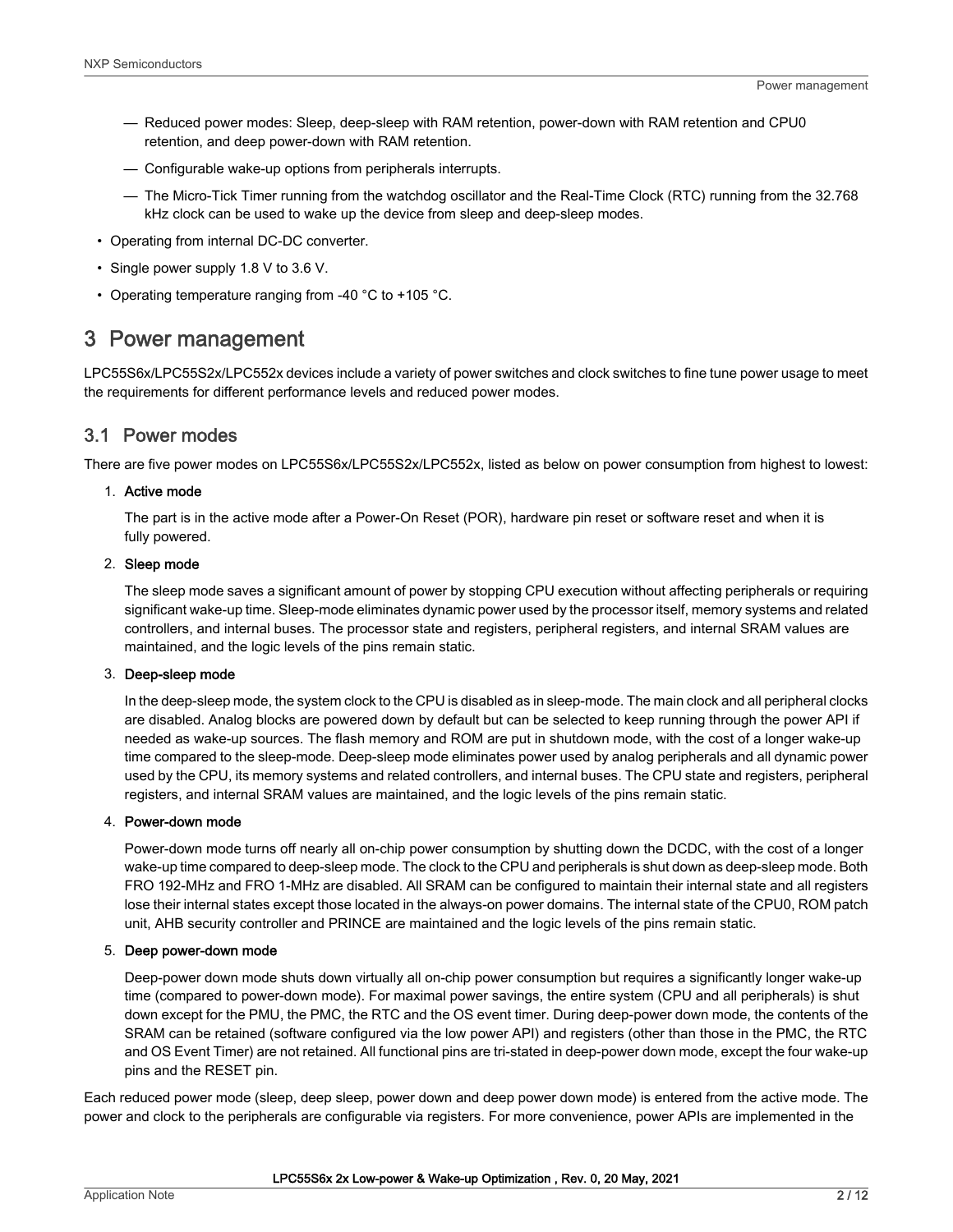— Reduced power modes: Sleep, deep-sleep with RAM retention, power-down with RAM retention and CPU0 retention, and deep power-down with RAM retention.

— Configurable wake-up options from peripherals interrupts.

— The Micro-Tick Timer running from the watchdog oscillator and the Real-Time Clock (RTC) running from the 32.768 kHz clock can be used to wake up the device from sleep and deep-sleep modes.

- Operating from internal DC-DC converter.
- Single power supply 1.8 V to 3.6 V.
- Operating temperature ranging from -40 °C to +105 °C.

# 3 Power management

LPC55S6x/LPC55S2x/LPC552x devices include a variety of power switches and clock switches to fine tune power usage to meet the requirements for different performance levels and reduced power modes.

## 3.1 Power modes

There are five power modes on LPC55S6x/LPC55S2x/LPC552x, listed as below on power consumption from highest to lowest:

1. **Active mode**

   The part is in the active mode after a Power-On Reset (POR), hardware pin reset or software reset and when it is fully powered.

2. **Sleep mode**

   The sleep mode saves a significant amount of power by stopping CPU execution without affecting peripherals or requiring significant wake-up time. Sleep-mode eliminates dynamic power used by the processor itself, memory systems and related controllers, and internal buses. The processor state and registers, peripheral registers, and internal SRAM values are maintained, and the logic levels of the pins remain static.

3. **Deep-sleep mode**

   In the deep-sleep mode, the system clock to the CPU is disabled as in sleep-mode. The main clock and all peripheral clocks are disabled. Analog blocks are powered down by default but can be selected to keep running through the power API if needed as wake-up sources. The flash memory and ROM are put in shutdown mode, with the cost of a longer wake-up time compared to the sleep-mode. Deep-sleep mode eliminates power used by analog peripherals and all dynamic power used by the CPU, its memory systems and related controllers, and internal buses. The CPU state and registers, peripheral registers, and internal SRAM values are maintained, and the logic levels of the pins remain static.

4. **Power-down mode**

   Power-down mode turns off nearly all on-chip power consumption by shutting down the DCDC, with the cost of a longer wake-up time compared to deep-sleep mode. The clock to the CPU and peripherals is shut down as deep-sleep mode. Both FRO 192-MHz and FRO 1-MHz are disabled. All SRAM can be configured to maintain their internal state and all registers lose their internal states except those located in the always-on power domains. The internal state of the CPU0, ROM patch unit, AHB security controller and PRINCE are maintained and the logic levels of the pins remain static.

5. **Deep power-down mode**

   Deep-power down mode shuts down virtually all on-chip power consumption but requires a significantly longer wake-up time (compared to power-down mode). For maximal power savings, the entire system (CPU and all peripherals) is shut down except for the PMU, the PMC, the RTC and the OS event timer. During deep-power down mode, the contents of the SRAM can be retained (software configured via the low power API) and registers (other than those in the PMC, the RTC and OS Event Timer) are not retained. All functional pins are tri-stated in deep-power down mode, except the four wake-up pins and the RESET pin.

Each reduced power mode (sleep, deep sleep, power down and deep power down mode) is entered from the active mode. The power and clock to the peripherals are configurable via registers. For more convenience, power APIs are implemented in the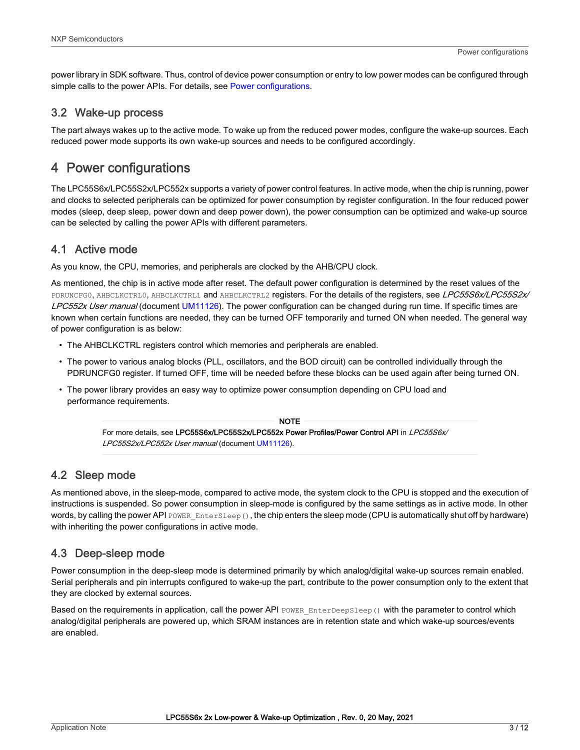power library in SDK software. Thus, control of device power consumption or entry to low power modes can be configured through simple calls to the power APIs. For details, see Power configurations.

### 3.2 Wake-up process

The part always wakes up to the active mode. To wake up from the reduced power modes, configure the wake-up sources. Each reduced power mode supports its own wake-up sources and needs to be configured accordingly.

## 4 Power configurations

The LPC55S6x/LPC55S2x/LPC552x supports a variety of power control features. In active mode, when the chip is running, power and clocks to selected peripherals can be optimized for power consumption by register configuration. In the four reduced power modes (sleep, deep sleep, power down and deep power down), the power consumption can be optimized and wake-up source can be selected by calling the power APIs with different parameters.

### 4.1 Active mode

As you know, the CPU, memories, and peripherals are clocked by the AHB/CPU clock.

As mentioned, the chip is in active mode after reset. The default power configuration is determined by the reset values of the `PDRUNCFG0`, `AHBCLKCTRL0`, `AHBCLKCTRL1` and `AHBCLKCTRL2` registers. For the details of the registers, see *LPC55S6x/LPC55S2x/LPC552x User manual* (document UM11126). The power configuration can be changed during run time. If specific times are known when certain functions are needed, they can be turned OFF temporarily and turned ON when needed. The general way of power configuration is as below:

- The AHBCLKCTRL registers control which memories and peripherals are enabled.
- The power to various analog blocks (PLL, oscillators, and the BOD circuit) can be controlled individually through the PDRUNCFG0 register. If turned OFF, time will be needed before these blocks can be used again after being turned ON.
- The power library provides an easy way to optimize power consumption depending on CPU load and performance requirements.

> **NOTE**
> For more details, see **LPC55S6x/LPC55S2x/LPC552x Power Profiles/Power Control API** in *LPC55S6x/LPC55S2x/LPC552x User manual* (document UM11126).

### 4.2 Sleep mode

As mentioned above, in the sleep-mode, compared to active mode, the system clock to the CPU is stopped and the execution of instructions is suspended. So power consumption in sleep-mode is configured by the same settings as in active mode. In other words, by calling the power API `POWER_EnterSleep()`, the chip enters the sleep mode (CPU is automatically shut off by hardware) with inheriting the power configurations in active mode.

### 4.3 Deep-sleep mode

Power consumption in the deep-sleep mode is determined primarily by which analog/digital wake-up sources remain enabled. Serial peripherals and pin interrupts configured to wake-up the part, contribute to the power consumption only to the extent that they are clocked by external sources.

Based on the requirements in application, call the power API `POWER_EnterDeepSleep()` with the parameter to control which analog/digital peripherals are powered up, which SRAM instances are in retention state and which wake-up sources/events are enabled.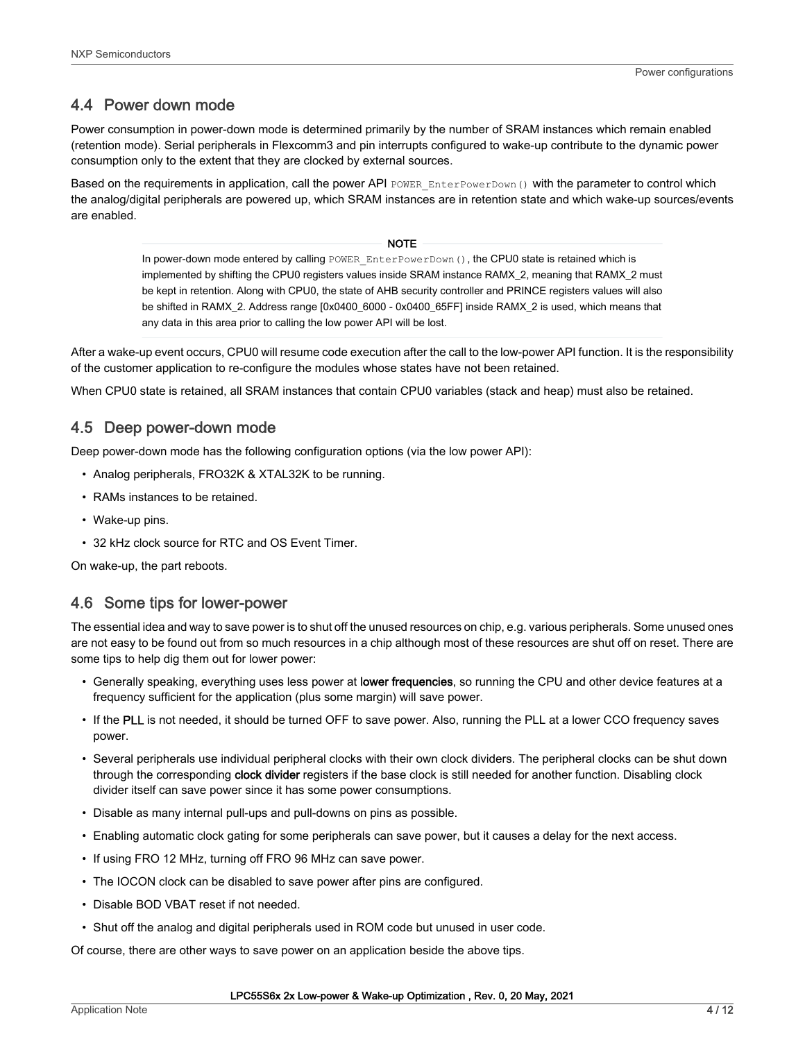## 4.4 Power down mode

Power consumption in power-down mode is determined primarily by the number of SRAM instances which remain enabled (retention mode). Serial peripherals in Flexcomm3 and pin interrupts configured to wake-up contribute to the dynamic power consumption only to the extent that they are clocked by external sources.

Based on the requirements in application, call the power API `POWER_EnterPowerDown()` with the parameter to control which the analog/digital peripherals are powered up, which SRAM instances are in retention state and which wake-up sources/events are enabled.

> **NOTE**
>
> In power-down mode entered by calling `POWER_EnterPowerDown()`, the CPU0 state is retained which is implemented by shifting the CPU0 registers values inside SRAM instance RAMX_2, meaning that RAMX_2 must be kept in retention. Along with CPU0, the state of AHB security controller and PRINCE registers values will also be shifted in RAMX_2. Address range [0x0400_6000 - 0x0400_65FF] inside RAMX_2 is used, which means that any data in this area prior to calling the low power API will be lost.

After a wake-up event occurs, CPU0 will resume code execution after the call to the low-power API function. It is the responsibility of the customer application to re-configure the modules whose states have not been retained.

When CPU0 state is retained, all SRAM instances that contain CPU0 variables (stack and heap) must also be retained.

## 4.5 Deep power-down mode

Deep power-down mode has the following configuration options (via the low power API):

- Analog peripherals, FRO32K & XTAL32K to be running.
- RAMs instances to be retained.
- Wake-up pins.
- 32 kHz clock source for RTC and OS Event Timer.

On wake-up, the part reboots.

## 4.6 Some tips for lower-power

The essential idea and way to save power is to shut off the unused resources on chip, e.g. various peripherals. Some unused ones are not easy to be found out from so much resources in a chip although most of these resources are shut off on reset. There are some tips to help dig them out for lower power:

- Generally speaking, everything uses less power at **lower frequencies**, so running the CPU and other device features at a frequency sufficient for the application (plus some margin) will save power.
- If the **PLL** is not needed, it should be turned OFF to save power. Also, running the PLL at a lower CCO frequency saves power.
- Several peripherals use individual peripheral clocks with their own clock dividers. The peripheral clocks can be shut down through the corresponding **clock divider** registers if the base clock is still needed for another function. Disabling clock divider itself can save power since it has some power consumptions.
- Disable as many internal pull-ups and pull-downs on pins as possible.
- Enabling automatic clock gating for some peripherals can save power, but it causes a delay for the next access.
- If using FRO 12 MHz, turning off FRO 96 MHz can save power.
- The IOCON clock can be disabled to save power after pins are configured.
- Disable BOD VBAT reset if not needed.
- Shut off the analog and digital peripherals used in ROM code but unused in user code.

Of course, there are other ways to save power on an application beside the above tips.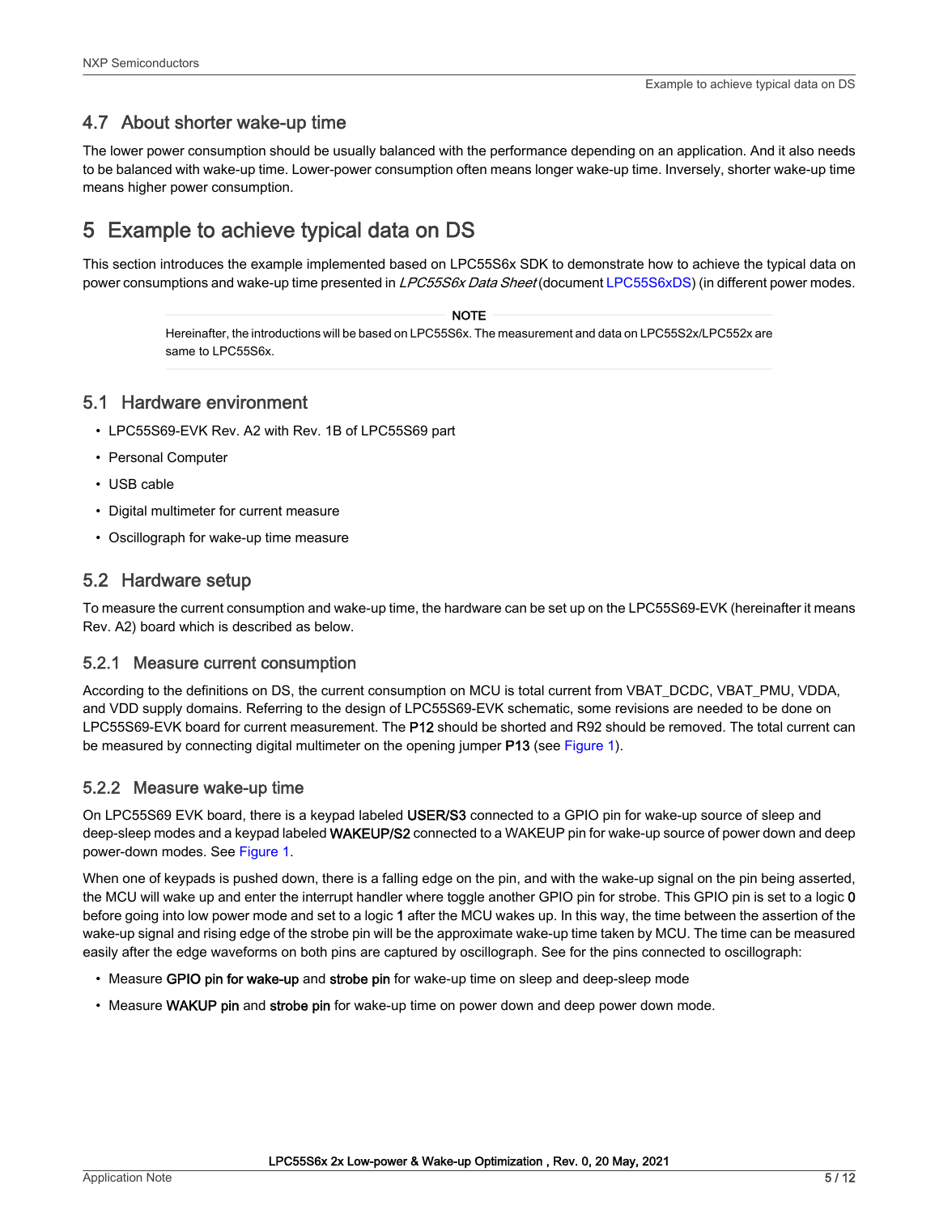## 4.7 About shorter wake-up time

The lower power consumption should be usually balanced with the performance depending on an application. And it also needs to be balanced with wake-up time. Lower-power consumption often means longer wake-up time. Inversely, shorter wake-up time means higher power consumption.

# 5 Example to achieve typical data on DS

This section introduces the example implemented based on LPC55S6x SDK to demonstrate how to achieve the typical data on power consumptions and wake-up time presented in *LPC55S6x Data Sheet* (document LPC55S6xDS) (in different power modes.

> **NOTE**
>
> Hereinafter, the introductions will be based on LPC55S6x. The measurement and data on LPC55S2x/LPC552x are same to LPC55S6x.

## 5.1 Hardware environment

- LPC55S69-EVK Rev. A2 with Rev. 1B of LPC55S69 part
- Personal Computer
- USB cable
- Digital multimeter for current measure
- Oscillograph for wake-up time measure

## 5.2 Hardware setup

To measure the current consumption and wake-up time, the hardware can be set up on the LPC55S69-EVK (hereinafter it means Rev. A2) board which is described as below.

### 5.2.1 Measure current consumption

According to the definitions on DS, the current consumption on MCU is total current from VBAT_DCDC, VBAT_PMU, VDDA, and VDD supply domains. Referring to the design of LPC55S69-EVK schematic, some revisions are needed to be done on LPC55S69-EVK board for current measurement. The **P12** should be shorted and R92 should be removed. The total current can be measured by connecting digital multimeter on the opening jumper **P13** (see Figure 1).

### 5.2.2 Measure wake-up time

On LPC55S69 EVK board, there is a keypad labeled **USER/S3** connected to a GPIO pin for wake-up source of sleep and deep-sleep modes and a keypad labeled **WAKEUP/S2** connected to a WAKEUP pin for wake-up source of power down and deep power-down modes. See Figure 1.

When one of keypads is pushed down, there is a falling edge on the pin, and with the wake-up signal on the pin being asserted, the MCU will wake up and enter the interrupt handler where toggle another GPIO pin for strobe. This GPIO pin is set to a logic **0** before going into low power mode and set to a logic **1** after the MCU wakes up. In this way, the time between the assertion of the wake-up signal and rising edge of the strobe pin will be the approximate wake-up time taken by MCU. The time can be measured easily after the edge waveforms on both pins are captured by oscillograph. See for the pins connected to oscillograph:

- Measure **GPIO pin for wake-up** and **strobe pin** for wake-up time on sleep and deep-sleep mode
- Measure **WAKUP pin** and **strobe pin** for wake-up time on power down and deep power down mode.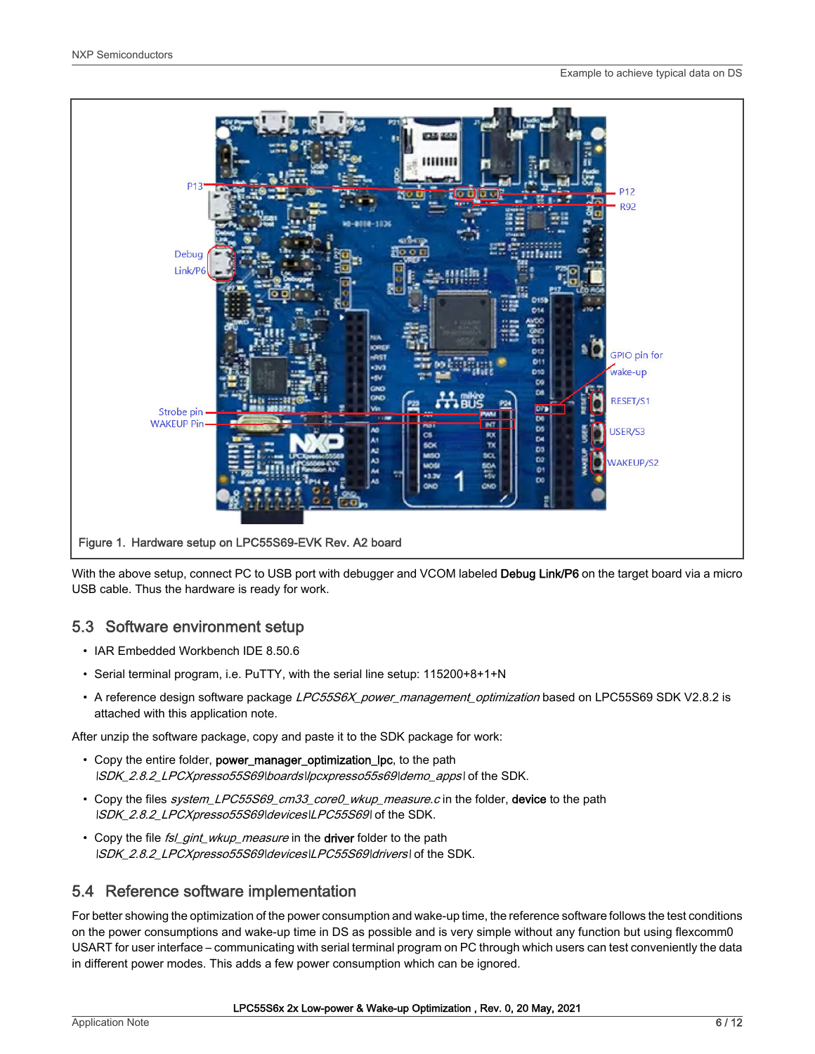Figure 1. Hardware setup on LPC55S69-EVK Rev. A2 board

With the above setup, connect PC to USB port with debugger and VCOM labeled **Debug Link/P6** on the target board via a micro USB cable. Thus the hardware is ready for work.

## 5.3 Software environment setup

- IAR Embedded Workbench IDE 8.50.6
- Serial terminal program, i.e. PuTTY, with the serial line setup: 115200+8+1+N
- A reference design software package *LPC55S6X_power_management_optimization* based on LPC55S69 SDK V2.8.2 is attached with this application note.

After unzip the software package, copy and paste it to the SDK package for work:

- Copy the entire folder, **power_manager_optimization_lpc**, to the path *\SDK_2.8.2_LPCXpresso55S69\boards\lpcxpresso55s69\demo_apps\* of the SDK.
- Copy the files *system_LPC55S69_cm33_core0_wkup_measure.c* in the folder, **device** to the path *\SDK_2.8.2_LPCXpresso55S69\devices\LPC55S69\* of the SDK.
- Copy the file *fsl_gint_wkup_measure* in the **driver** folder to the path *\SDK_2.8.2_LPCXpresso55S69\devices\LPC55S69\drivers\* of the SDK.

## 5.4 Reference software implementation

For better showing the optimization of the power consumption and wake-up time, the reference software follows the test conditions on the power consumptions and wake-up time in DS as possible and is very simple without any function but using flexcomm0 USART for user interface – communicating with serial terminal program on PC through which users can test conveniently the data in different power modes. This adds a few power consumption which can be ignored.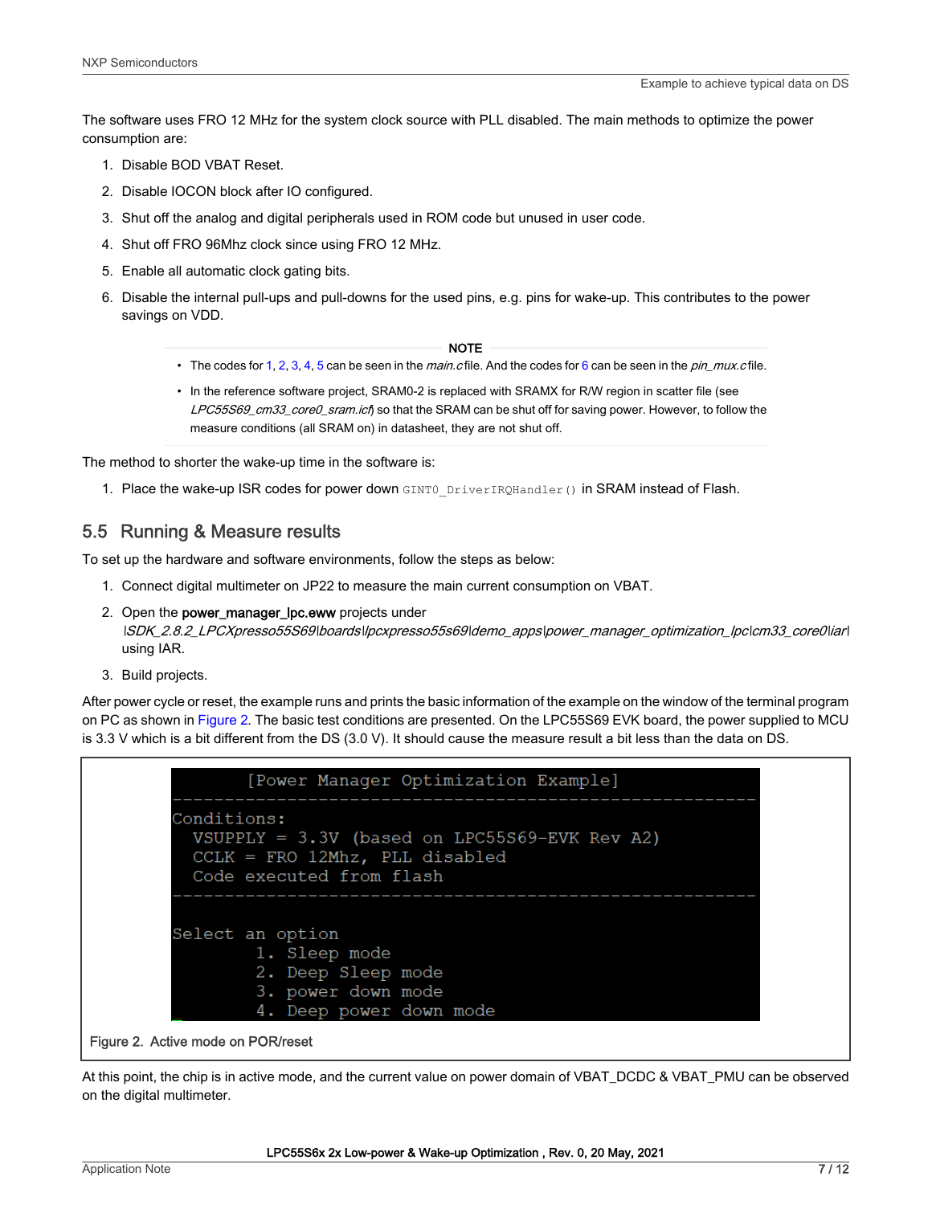The software uses FRO 12 MHz for the system clock source with PLL disabled. The main methods to optimize the power consumption are:

1. Disable BOD VBAT Reset.
2. Disable IOCON block after IO configured.
3. Shut off the analog and digital peripherals used in ROM code but unused in user code.
4. Shut off FRO 96Mhz clock since using FRO 12 MHz.
5. Enable all automatic clock gating bits.
6. Disable the internal pull-ups and pull-downs for the used pins, e.g. pins for wake-up. This contributes to the power savings on VDD.

**NOTE**

- The codes for 1, 2, 3, 4, 5 can be seen in the *main.c* file. And the codes for 6 can be seen in the *pin_mux.c* file.
- In the reference software project, SRAM0-2 is replaced with SRAMX for R/W region in scatter file (see *LPC55S69_cm33_core0_sram.icf*) so that the SRAM can be shut off for saving power. However, to follow the measure conditions (all SRAM on) in datasheet, they are not shut off.

The method to shorter the wake-up time in the software is:

1. Place the wake-up ISR codes for power down `GINT0_DriverIRQHandler()` in SRAM instead of Flash.

## 5.5 Running & Measure results

To set up the hardware and software environments, follow the steps as below:

1. Connect digital multimeter on JP22 to measure the main current consumption on VBAT.
2. Open the **power_manager_lpc.eww** projects under *\SDK_2.8.2_LPCXpresso55S69\boards\lpcxpresso55s69\demo_apps\power_manager_optimization_lpc\cm33_core0\iar\* using IAR.
3. Build projects.

After power cycle or reset, the example runs and prints the basic information of the example on the window of the terminal program on PC as shown in Figure 2. The basic test conditions are presented. On the LPC55S69 EVK board, the power supplied to MCU is 3.3 V which is a bit different from the DS (3.0 V). It should cause the measure result a bit less than the data on DS.

```
        [Power Manager Optimization Example]
--------------------------------------------------------
Conditions:
  VSUPPLY = 3.3V (based on LPC55S69-EVK Rev A2)
  CCLK = FRO 12Mhz, PLL disabled
  Code executed from flash
--------------------------------------------------------

Select an option
        1. Sleep mode
        2. Deep Sleep mode
        3. power down mode
        4. Deep power down mode
```

Figure 2. Active mode on POR/reset

At this point, the chip is in active mode, and the current value on power domain of VBAT_DCDC & VBAT_PMU can be observed on the digital multimeter.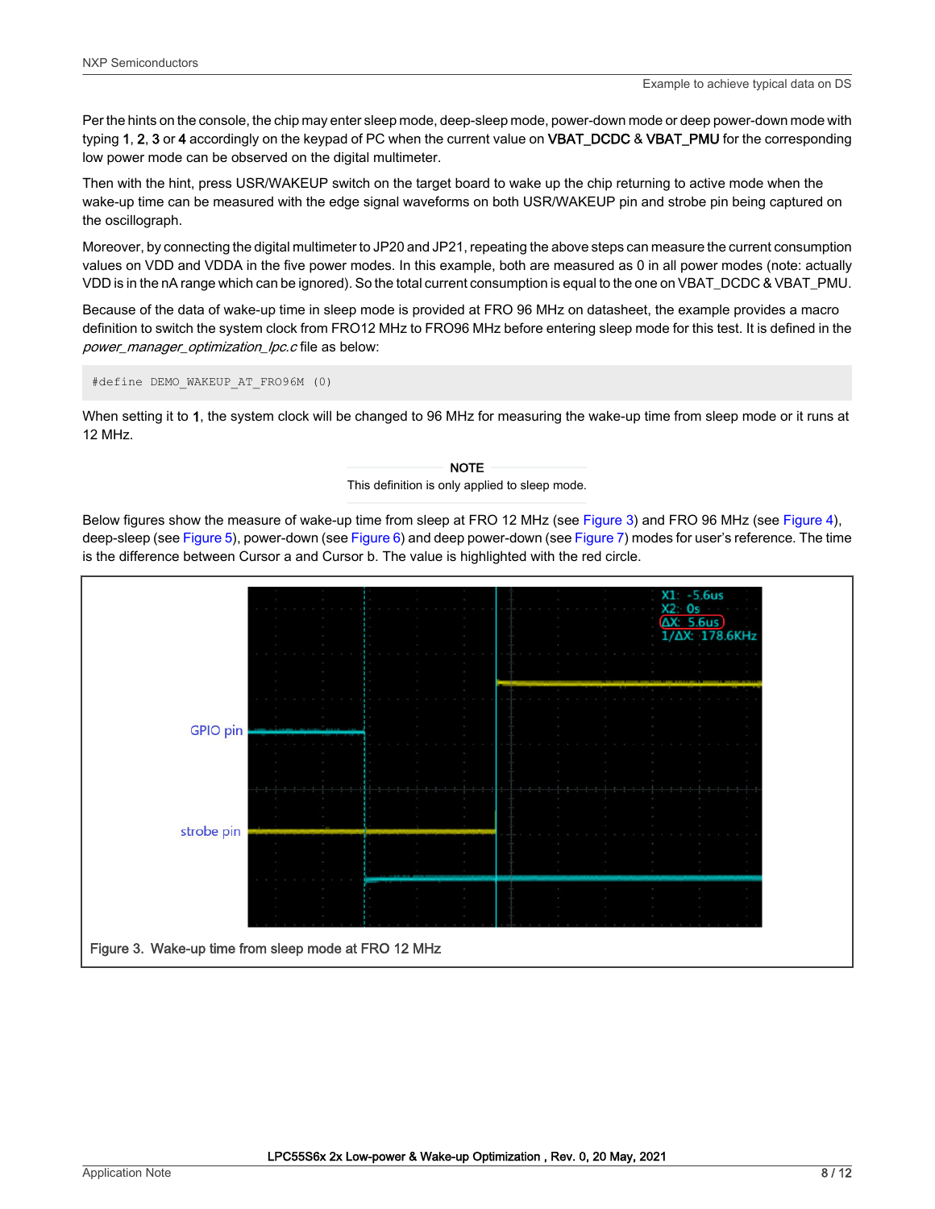Per the hints on the console, the chip may enter sleep mode, deep-sleep mode, power-down mode or deep power-down mode with typing **1**, **2**, **3** or **4** accordingly on the keypad of PC when the current value on **VBAT_DCDC** & **VBAT_PMU** for the corresponding low power mode can be observed on the digital multimeter.

Then with the hint, press USR/WAKEUP switch on the target board to wake up the chip returning to active mode when the wake-up time can be measured with the edge signal waveforms on both USR/WAKEUP pin and strobe pin being captured on the oscillograph.

Moreover, by connecting the digital multimeter to JP20 and JP21, repeating the above steps can measure the current consumption values on VDD and VDDA in the five power modes. In this example, both are measured as 0 in all power modes (note: actually VDD is in the nA range which can be ignored). So the total current consumption is equal to the one on VBAT_DCDC & VBAT_PMU.

Because of the data of wake-up time in sleep mode is provided at FRO 96 MHz on datasheet, the example provides a macro definition to switch the system clock from FRO12 MHz to FRO96 MHz before entering sleep mode for this test. It is defined in the *power_manager_optimization_lpc.c* file as below:

```
#define DEMO_WAKEUP_AT_FRO96M (0)
```

When setting it to **1**, the system clock will be changed to 96 MHz for measuring the wake-up time from sleep mode or it runs at 12 MHz.

**NOTE**

This definition is only applied to sleep mode.

Below figures show the measure of wake-up time from sleep at FRO 12 MHz (see Figure 3) and FRO 96 MHz (see Figure 4), deep-sleep (see Figure 5), power-down (see Figure 6) and deep power-down (see Figure 7) modes for user's reference. The time is the difference between Cursor a and Cursor b. The value is highlighted with the red circle.

Figure 3. Wake-up time from sleep mode at FRO 12 MHz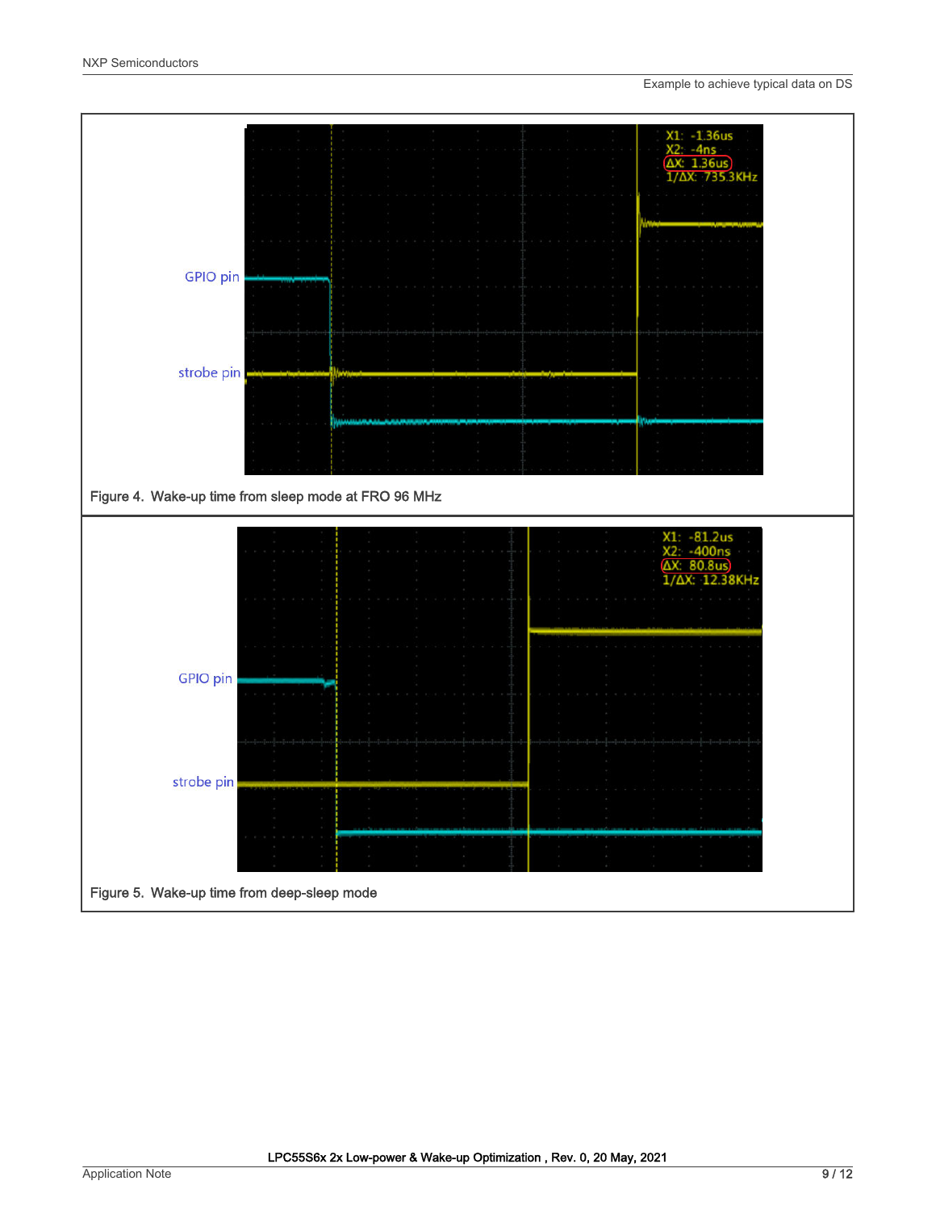GPIO pin

strobe pin

X1: -1.36us
X2: -4ns
ΔX: 1.36us
1/ΔX: 735.3KHz

Figure 4. Wake-up time from sleep mode at FRO 96 MHz

GPIO pin

strobe pin

X1: -81.2us
X2: -400ns
ΔX: 80.8us
1/ΔX: 12.38KHz

Figure 5. Wake-up time from deep-sleep mode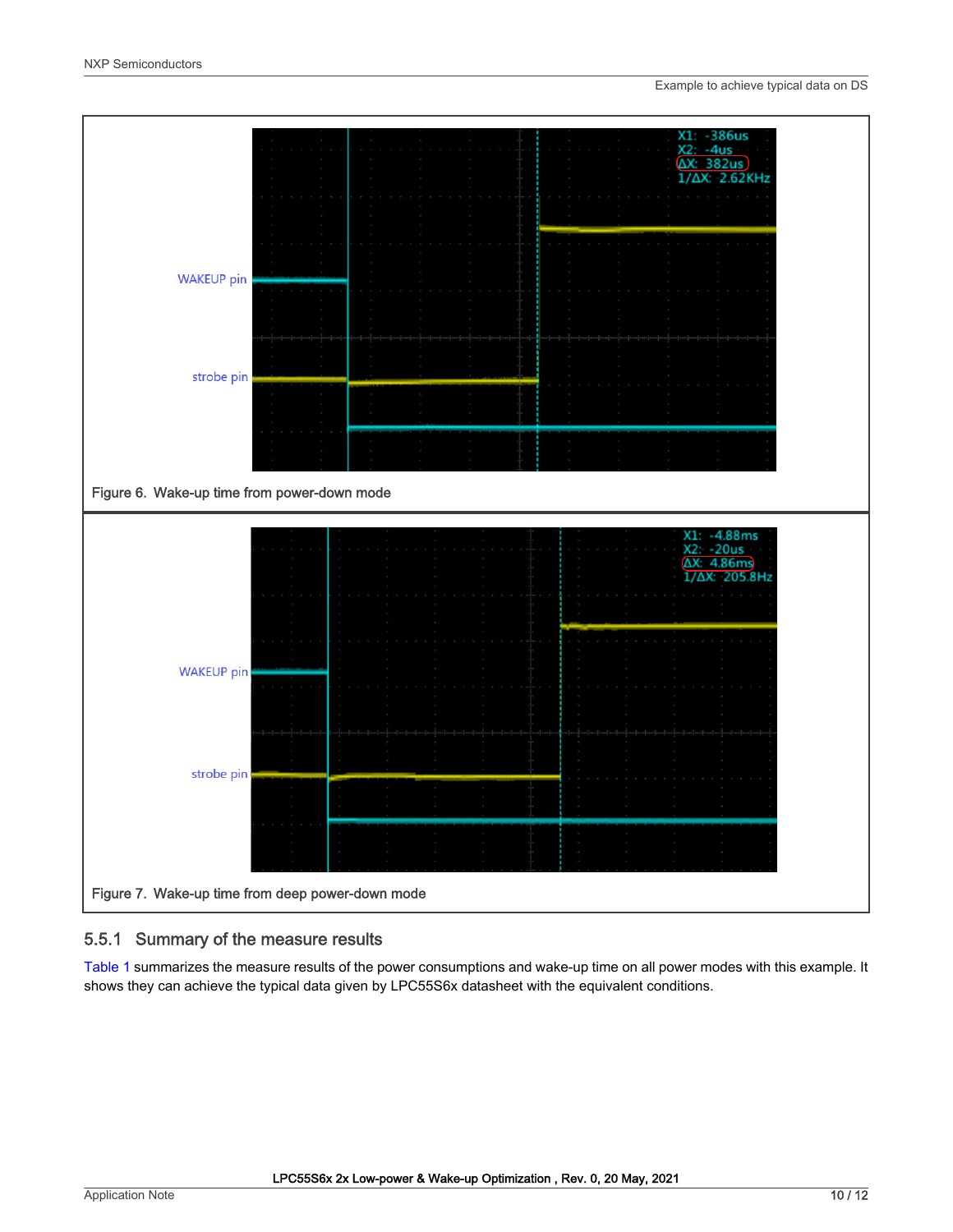Figure 6. Wake-up time from power-down mode

Figure 7. Wake-up time from deep power-down mode

### 5.5.1 Summary of the measure results

Table 1 summarizes the measure results of the power consumptions and wake-up time on all power modes with this example. It shows they can achieve the typical data given by LPC55S6x datasheet with the equivalent conditions.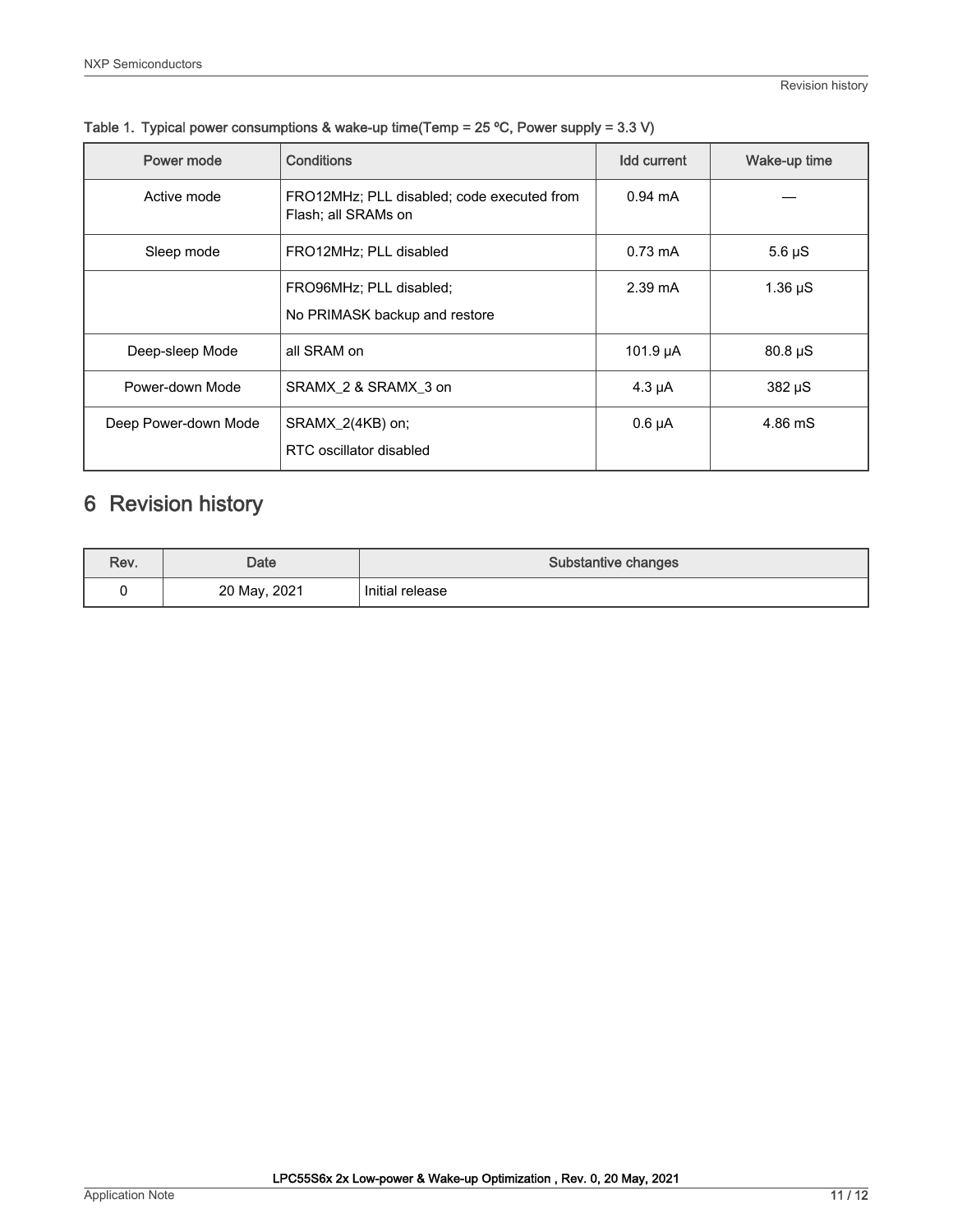Table 1. Typical power consumptions & wake-up time(Temp = 25 ºC, Power supply = 3.3 V)

| Power mode | Conditions | Idd current | Wake-up time |
|---|---|---|---|
| Active mode | FRO12MHz; PLL disabled; code executed from Flash; all SRAMs on | 0.94 mA | — |
| Sleep mode | FRO12MHz; PLL disabled | 0.73 mA | 5.6 µS |
| | FRO96MHz; PLL disabled;<br>No PRIMASK backup and restore | 2.39 mA | 1.36 µS |
| Deep-sleep Mode | all SRAM on | 101.9 µA | 80.8 µS |
| Power-down Mode | SRAMX_2 & SRAMX_3 on | 4.3 µA | 382 µS |
| Deep Power-down Mode | SRAMX_2(4KB) on;<br>RTC oscillator disabled | 0.6 µA | 4.86 mS |

# 6 Revision history

| Rev. | Date | Substantive changes |
|---|---|---|
| 0 | 20 May, 2021 | Initial release |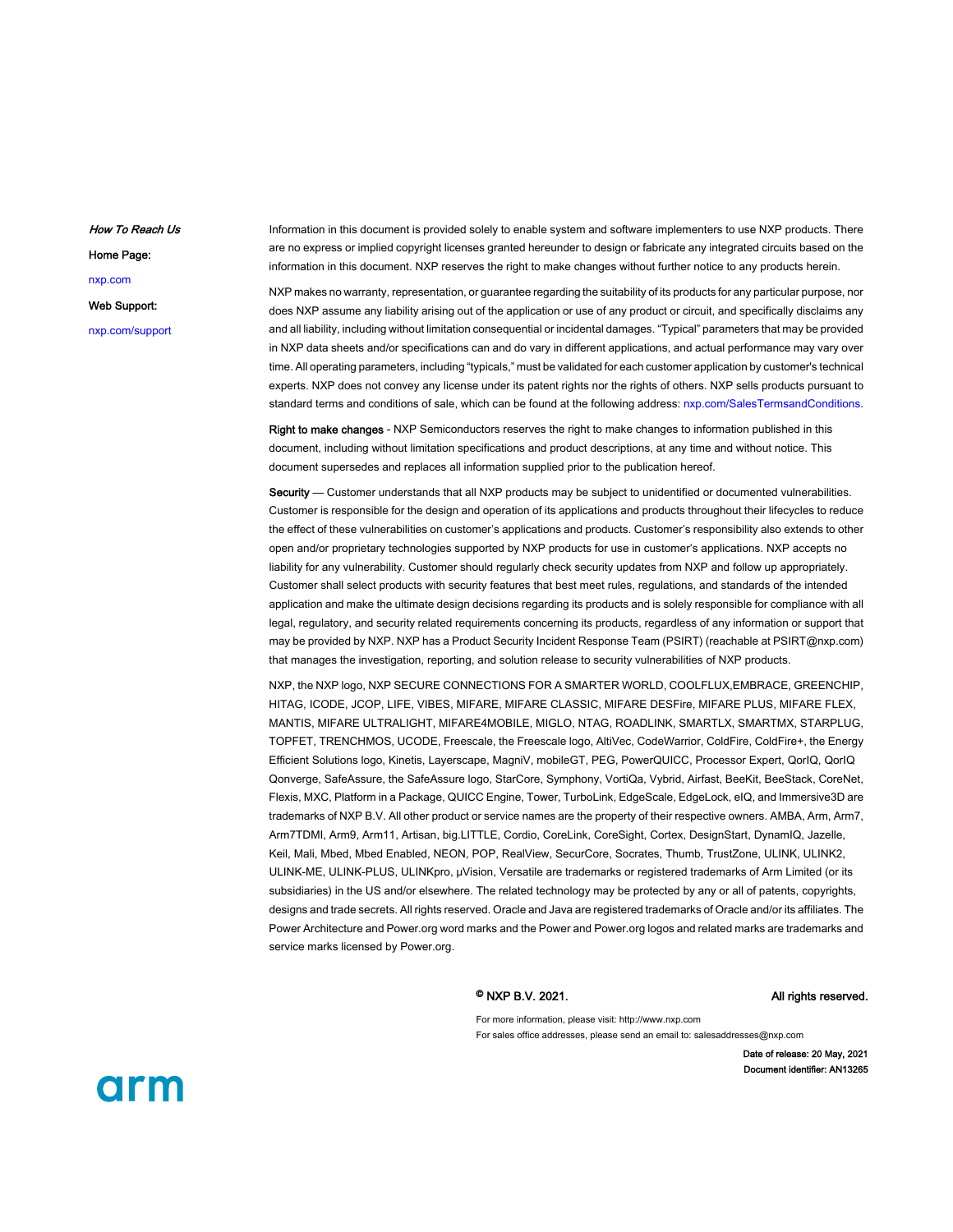*How To Reach Us*

**Home Page:**

nxp.com

**Web Support:**

nxp.com/support

Information in this document is provided solely to enable system and software implementers to use NXP products. There are no express or implied copyright licenses granted hereunder to design or fabricate any integrated circuits based on the information in this document. NXP reserves the right to make changes without further notice to any products herein.

NXP makes no warranty, representation, or guarantee regarding the suitability of its products for any particular purpose, nor does NXP assume any liability arising out of the application or use of any product or circuit, and specifically disclaims any and all liability, including without limitation consequential or incidental damages. "Typical" parameters that may be provided in NXP data sheets and/or specifications can and do vary in different applications, and actual performance may vary over time. All operating parameters, including "typicals," must be validated for each customer application by customer's technical experts. NXP does not convey any license under its patent rights nor the rights of others. NXP sells products pursuant to standard terms and conditions of sale, which can be found at the following address: nxp.com/SalesTermsandConditions.

**Right to make changes** - NXP Semiconductors reserves the right to make changes to information published in this document, including without limitation specifications and product descriptions, at any time and without notice. This document supersedes and replaces all information supplied prior to the publication hereof.

**Security** — Customer understands that all NXP products may be subject to unidentified or documented vulnerabilities. Customer is responsible for the design and operation of its applications and products throughout their lifecycles to reduce the effect of these vulnerabilities on customer's applications and products. Customer's responsibility also extends to other open and/or proprietary technologies supported by NXP products for use in customer's applications. NXP accepts no liability for any vulnerability. Customer should regularly check security updates from NXP and follow up appropriately. Customer shall select products with security features that best meet rules, regulations, and standards of the intended application and make the ultimate design decisions regarding its products and is solely responsible for compliance with all legal, regulatory, and security related requirements concerning its products, regardless of any information or support that may be provided by NXP. NXP has a Product Security Incident Response Team (PSIRT) (reachable at PSIRT@nxp.com) that manages the investigation, reporting, and solution release to security vulnerabilities of NXP products.

NXP, the NXP logo, NXP SECURE CONNECTIONS FOR A SMARTER WORLD, COOLFLUX,EMBRACE, GREENCHIP, HITAG, ICODE, JCOP, LIFE, VIBES, MIFARE, MIFARE CLASSIC, MIFARE DESFire, MIFARE PLUS, MIFARE FLEX, MANTIS, MIFARE ULTRALIGHT, MIFARE4MOBILE, MIGLO, NTAG, ROADLINK, SMARTLX, SMARTMX, STARPLUG, TOPFET, TRENCHMOS, UCODE, Freescale, the Freescale logo, AltiVec, CodeWarrior, ColdFire, ColdFire+, the Energy Efficient Solutions logo, Kinetis, Layerscape, MagniV, mobileGT, PEG, PowerQUICC, Processor Expert, QorIQ, QorIQ Qonverge, SafeAssure, the SafeAssure logo, StarCore, Symphony, VortiQa, Vybrid, Airfast, BeeKit, BeeStack, CoreNet, Flexis, MXC, Platform in a Package, QUICC Engine, Tower, TurboLink, EdgeScale, EdgeLock, eIQ, and Immersive3D are trademarks of NXP B.V. All other product or service names are the property of their respective owners. AMBA, Arm, Arm7, Arm7TDMI, Arm9, Arm11, Artisan, big.LITTLE, Cordio, CoreLink, CoreSight, Cortex, DesignStart, DynamIQ, Jazelle, Keil, Mali, Mbed, Mbed Enabled, NEON, POP, RealView, SecurCore, Socrates, Thumb, TrustZone, ULINK, ULINK2, ULINK-ME, ULINK-PLUS, ULINKpro, µVision, Versatile are trademarks or registered trademarks of Arm Limited (or its subsidiaries) in the US and/or elsewhere. The related technology may be protected by any or all of patents, copyrights, designs and trade secrets. All rights reserved. Oracle and Java are registered trademarks of Oracle and/or its affiliates. The Power Architecture and Power.org word marks and the Power and Power.org logos and related marks are trademarks and service marks licensed by Power.org.

**© NXP B.V. 2021.** **All rights reserved.**

For more information, please visit: http://www.nxp.com

For sales office addresses, please send an email to: salesaddresses@nxp.com

**Date of release: 20 May, 2021**

**Document identifier: AN13265**

arm